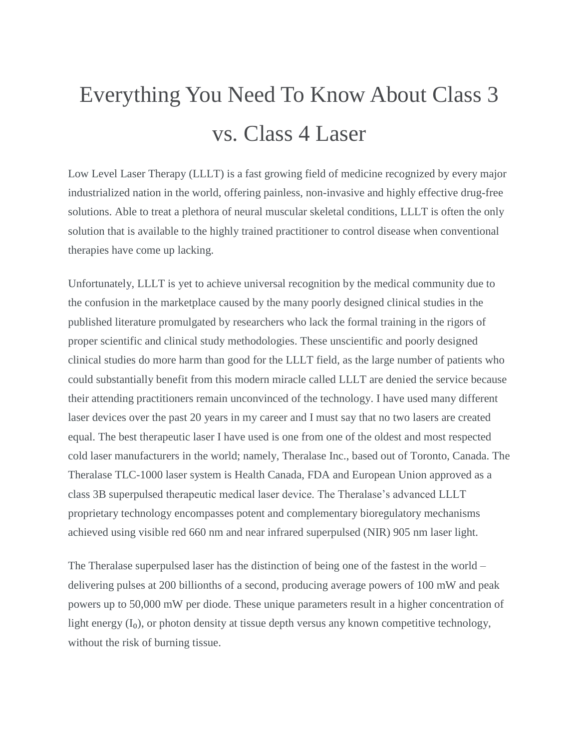# Everything You Need To Know About Class 3 vs. Class 4 Laser

Low Level Laser Therapy (LLLT) is a fast growing field of medicine recognized by every major industrialized nation in the world, offering painless, non-invasive and highly effective drug-free solutions. Able to treat a plethora of neural muscular skeletal conditions, LLLT is often the only solution that is available to the highly trained practitioner to control disease when conventional therapies have come up lacking.

Unfortunately, LLLT is yet to achieve universal recognition by the medical community due to the confusion in the marketplace caused by the many poorly designed clinical studies in the published literature promulgated by researchers who lack the formal training in the rigors of proper scientific and clinical study methodologies. These unscientific and poorly designed clinical studies do more harm than good for the LLLT field, as the large number of patients who could substantially benefit from this modern miracle called LLLT are denied the service because their attending practitioners remain unconvinced of the technology. I have used many different laser devices over the past 20 years in my career and I must say that no two lasers are created equal. The best therapeutic laser I have used is one from one of the oldest and most respected cold laser manufacturers in the world; namely, Theralase Inc., based out of Toronto, Canada. The Theralase TLC-1000 laser system is Health Canada, FDA and European Union approved as a class 3B superpulsed therapeutic medical laser device. The Theralase's advanced LLLT proprietary technology encompasses potent and complementary bioregulatory mechanisms achieved using visible red 660 nm and near infrared superpulsed (NIR) 905 nm laser light.

The Theralase superpulsed laser has the distinction of being one of the fastest in the world – delivering pulses at 200 billionths of a second, producing average powers of 100 mW and peak powers up to 50,000 mW per diode. These unique parameters result in a higher concentration of light energy ($I_0$), or photon density at tissue depth versus any known competitive technology, without the risk of burning tissue.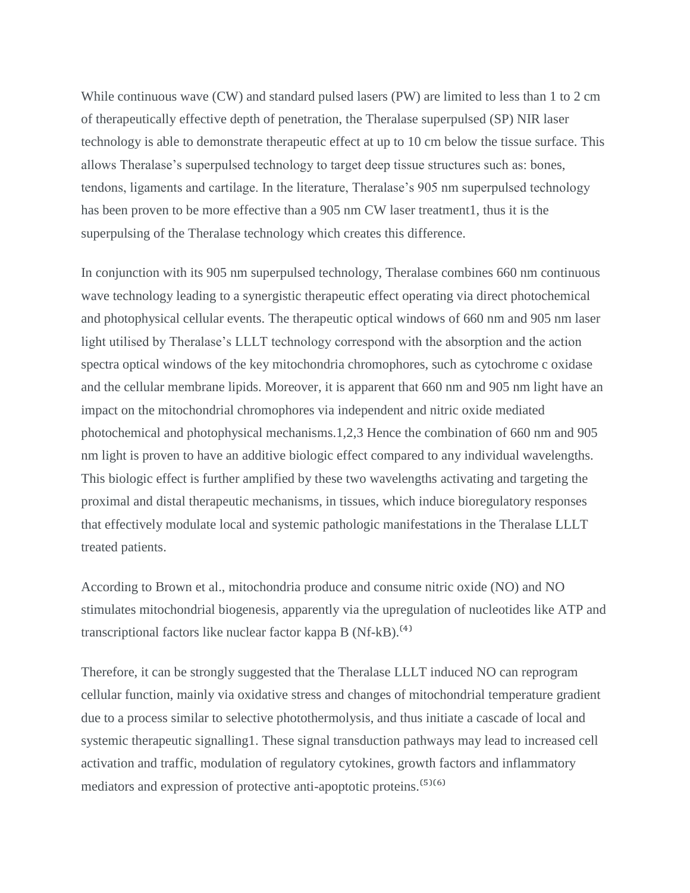While continuous wave (CW) and standard pulsed lasers (PW) are limited to less than 1 to 2 cm of therapeutically effective depth of penetration, the Theralase superpulsed (SP) NIR laser technology is able to demonstrate therapeutic effect at up to 10 cm below the tissue surface. This allows Theralase's superpulsed technology to target deep tissue structures such as: bones, tendons, ligaments and cartilage. In the literature, Theralase's 905 nm superpulsed technology has been proven to be more effective than a 905 nm CW laser treatment1, thus it is the superpulsing of the Theralase technology which creates this difference.

In conjunction with its 905 nm superpulsed technology, Theralase combines 660 nm continuous wave technology leading to a synergistic therapeutic effect operating via direct photochemical and photophysical cellular events. The therapeutic optical windows of 660 nm and 905 nm laser light utilised by Theralase's LLLT technology correspond with the absorption and the action spectra optical windows of the key mitochondria chromophores, such as cytochrome c oxidase and the cellular membrane lipids. Moreover, it is apparent that 660 nm and 905 nm light have an impact on the mitochondrial chromophores via independent and nitric oxide mediated photochemical and photophysical mechanisms.1,2,3 Hence the combination of 660 nm and 905 nm light is proven to have an additive biologic effect compared to any individual wavelengths. This biologic effect is further amplified by these two wavelengths activating and targeting the proximal and distal therapeutic mechanisms, in tissues, which induce bioregulatory responses that effectively modulate local and systemic pathologic manifestations in the Theralase LLLT treated patients.

According to Brown et al., mitochondria produce and consume nitric oxide (NO) and NO stimulates mitochondrial biogenesis, apparently via the upregulation of nucleotides like ATP and transcriptional factors like nuclear factor kappa B (Nf-kB).[4]

Therefore, it can be strongly suggested that the Theralase LLLT induced NO can reprogram cellular function, mainly via oxidative stress and changes of mitochondrial temperature gradient due to a process similar to selective photothermolysis, and thus initiate a cascade of local and systemic therapeutic signalling1. These signal transduction pathways may lead to increased cell activation and traffic, modulation of regulatory cytokines, growth factors and inflammatory mediators and expression of protective anti-apoptotic proteins.[5][6]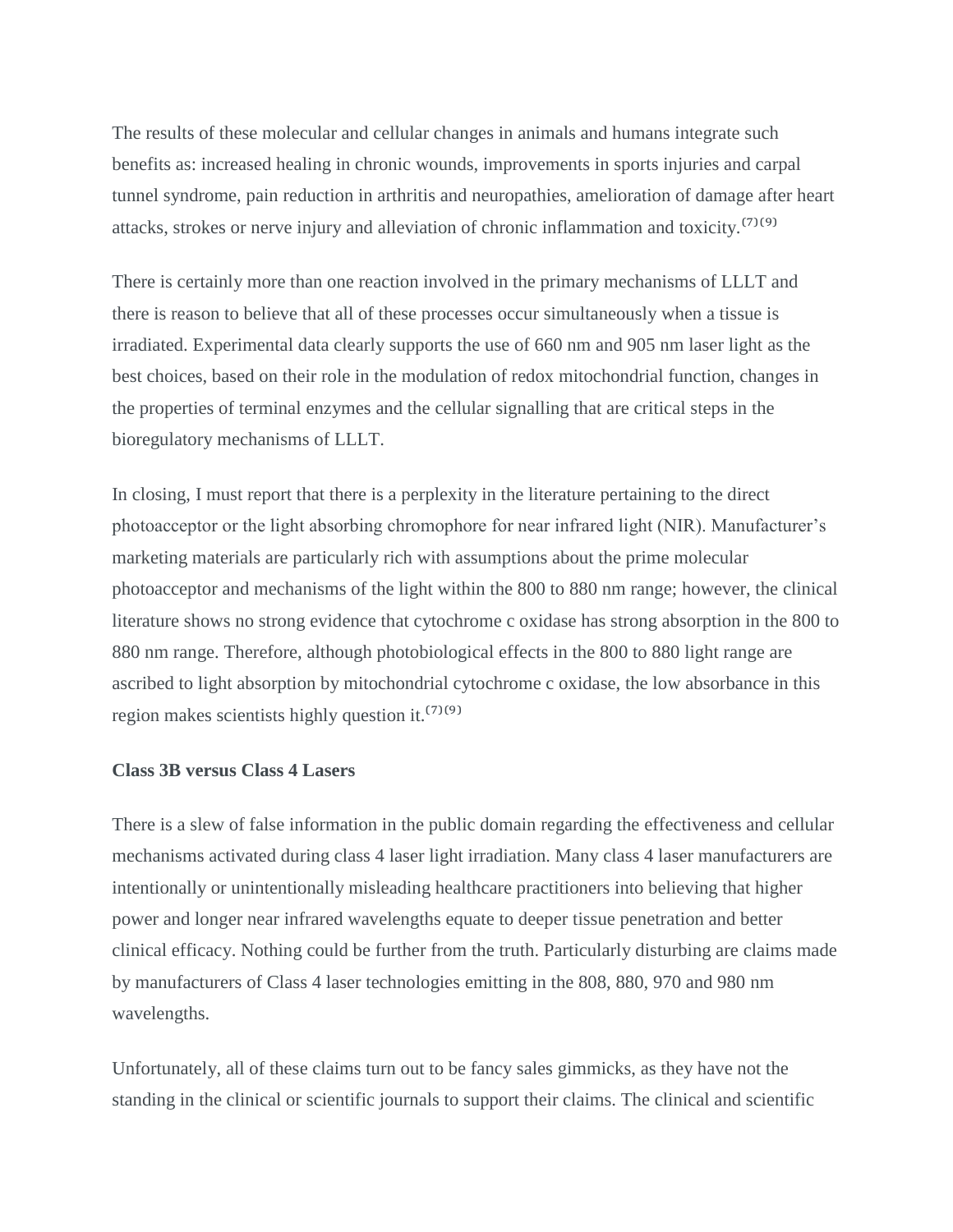The results of these molecular and cellular changes in animals and humans integrate such benefits as: increased healing in chronic wounds, improvements in sports injuries and carpal tunnel syndrome, pain reduction in arthritis and neuropathies, amelioration of damage after heart attacks, strokes or nerve injury and alleviation of chronic inflammation and toxicity.[7][9]

There is certainly more than one reaction involved in the primary mechanisms of LLLT and there is reason to believe that all of these processes occur simultaneously when a tissue is irradiated. Experimental data clearly supports the use of 660 nm and 905 nm laser light as the best choices, based on their role in the modulation of redox mitochondrial function, changes in the properties of terminal enzymes and the cellular signalling that are critical steps in the bioregulatory mechanisms of LLLT.

In closing, I must report that there is a perplexity in the literature pertaining to the direct photoacceptor or the light absorbing chromophore for near infrared light (NIR). Manufacturer's marketing materials are particularly rich with assumptions about the prime molecular photoacceptor and mechanisms of the light within the 800 to 880 nm range; however, the clinical literature shows no strong evidence that cytochrome c oxidase has strong absorption in the 800 to 880 nm range. Therefore, although photobiological effects in the 800 to 880 light range are ascribed to light absorption by mitochondrial cytochrome c oxidase, the low absorbance in this region makes scientists highly question it.[7][9]

**Class 3B versus Class 4 Lasers**

There is a slew of false information in the public domain regarding the effectiveness and cellular mechanisms activated during class 4 laser light irradiation. Many class 4 laser manufacturers are intentionally or unintentionally misleading healthcare practitioners into believing that higher power and longer near infrared wavelengths equate to deeper tissue penetration and better clinical efficacy. Nothing could be further from the truth. Particularly disturbing are claims made by manufacturers of Class 4 laser technologies emitting in the 808, 880, 970 and 980 nm wavelengths.

Unfortunately, all of these claims turn out to be fancy sales gimmicks, as they have not the standing in the clinical or scientific journals to support their claims. The clinical and scientific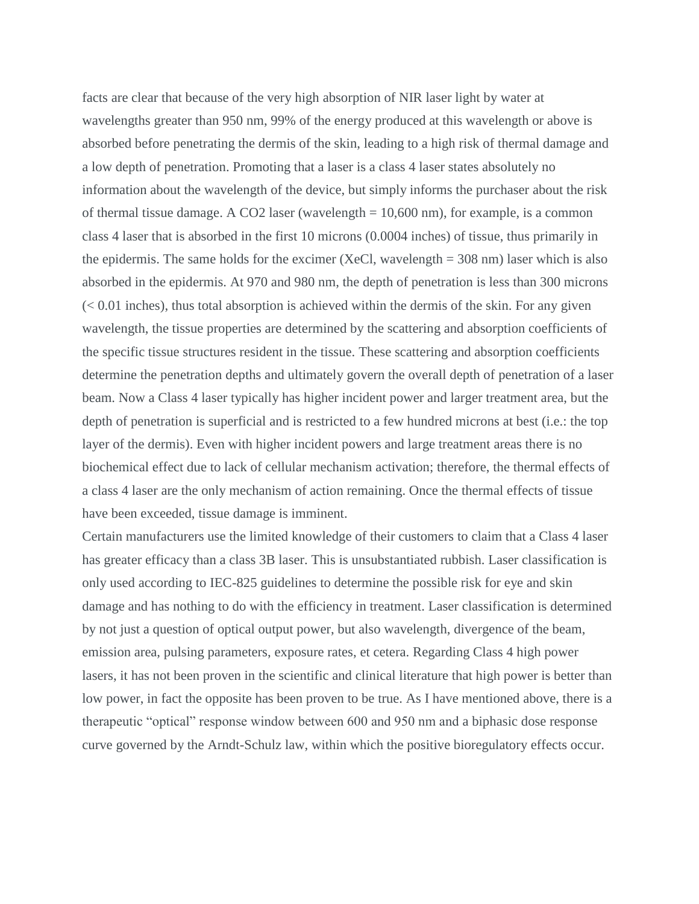facts are clear that because of the very high absorption of NIR laser light by water at wavelengths greater than 950 nm, 99% of the energy produced at this wavelength or above is absorbed before penetrating the dermis of the skin, leading to a high risk of thermal damage and a low depth of penetration. Promoting that a laser is a class 4 laser states absolutely no information about the wavelength of the device, but simply informs the purchaser about the risk of thermal tissue damage. A $CO_2$ laser (wavelength = 10,600 nm), for example, is a common class 4 laser that is absorbed in the first 10 microns (0.0004 inches) of tissue, thus primarily in the epidermis. The same holds for the excimer (XeCl, wavelength = 308 nm) laser which is also absorbed in the epidermis. At 970 and 980 nm, the depth of penetration is less than 300 microns (< 0.01 inches), thus total absorption is achieved within the dermis of the skin. For any given wavelength, the tissue properties are determined by the scattering and absorption coefficients of the specific tissue structures resident in the tissue. These scattering and absorption coefficients determine the penetration depths and ultimately govern the overall depth of penetration of a laser beam. Now a Class 4 laser typically has higher incident power and larger treatment area, but the depth of penetration is superficial and is restricted to a few hundred microns at best (i.e.: the top layer of the dermis). Even with higher incident powers and large treatment areas there is no biochemical effect due to lack of cellular mechanism activation; therefore, the thermal effects of a class 4 laser are the only mechanism of action remaining. Once the thermal effects of tissue have been exceeded, tissue damage is imminent.

Certain manufacturers use the limited knowledge of their customers to claim that a Class 4 laser has greater efficacy than a class 3B laser. This is unsubstantiated rubbish. Laser classification is only used according to IEC-825 guidelines to determine the possible risk for eye and skin damage and has nothing to do with the efficiency in treatment. Laser classification is determined by not just a question of optical output power, but also wavelength, divergence of the beam, emission area, pulsing parameters, exposure rates, et cetera. Regarding Class 4 high power lasers, it has not been proven in the scientific and clinical literature that high power is better than low power, in fact the opposite has been proven to be true. As I have mentioned above, there is a therapeutic "optical" response window between 600 and 950 nm and a biphasic dose response curve governed by the Arndt-Schulz law, within which the positive bioregulatory effects occur.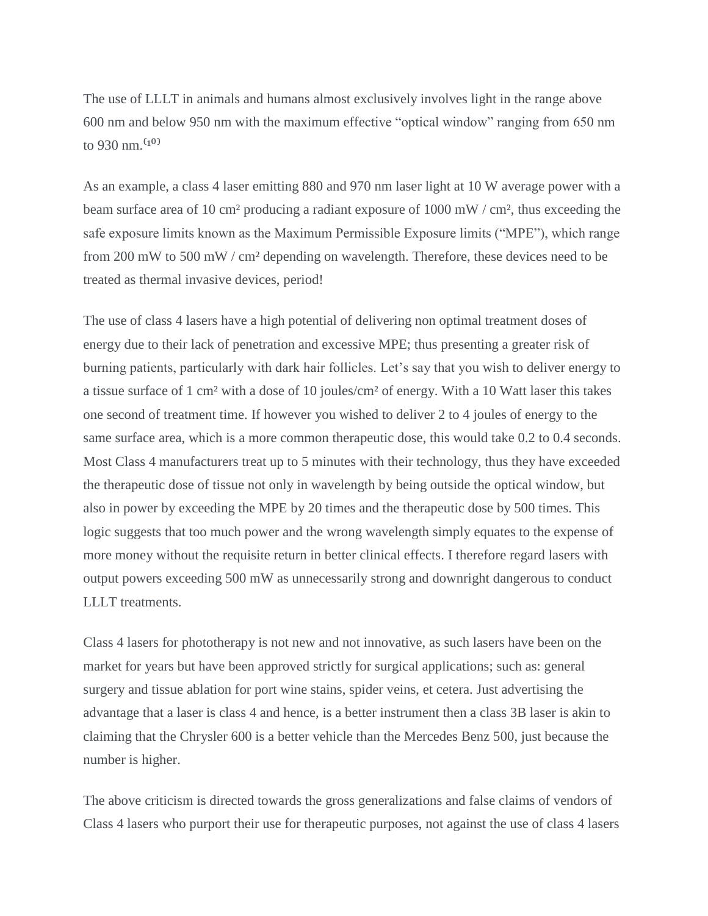The use of LLLT in animals and humans almost exclusively involves light in the range above 600 nm and below 950 nm with the maximum effective "optical window" ranging from 650 nm to 930 nm.[10]

As an example, a class 4 laser emitting 880 and 970 nm laser light at 10 W average power with a beam surface area of 10 cm² producing a radiant exposure of 1000 mW / cm², thus exceeding the safe exposure limits known as the Maximum Permissible Exposure limits ("MPE"), which range from 200 mW to 500 mW / cm² depending on wavelength. Therefore, these devices need to be treated as thermal invasive devices, period!

The use of class 4 lasers have a high potential of delivering non optimal treatment doses of energy due to their lack of penetration and excessive MPE; thus presenting a greater risk of burning patients, particularly with dark hair follicles. Let's say that you wish to deliver energy to a tissue surface of 1 cm² with a dose of 10 joules/cm² of energy. With a 10 Watt laser this takes one second of treatment time. If however you wished to deliver 2 to 4 joules of energy to the same surface area, which is a more common therapeutic dose, this would take 0.2 to 0.4 seconds. Most Class 4 manufacturers treat up to 5 minutes with their technology, thus they have exceeded the therapeutic dose of tissue not only in wavelength by being outside the optical window, but also in power by exceeding the MPE by 20 times and the therapeutic dose by 500 times. This logic suggests that too much power and the wrong wavelength simply equates to the expense of more money without the requisite return in better clinical effects. I therefore regard lasers with output powers exceeding 500 mW as unnecessarily strong and downright dangerous to conduct LLLT treatments.

Class 4 lasers for phototherapy is not new and not innovative, as such lasers have been on the market for years but have been approved strictly for surgical applications; such as: general surgery and tissue ablation for port wine stains, spider veins, et cetera. Just advertising the advantage that a laser is class 4 and hence, is a better instrument then a class 3B laser is akin to claiming that the Chrysler 600 is a better vehicle than the Mercedes Benz 500, just because the number is higher.

The above criticism is directed towards the gross generalizations and false claims of vendors of Class 4 lasers who purport their use for therapeutic purposes, not against the use of class 4 lasers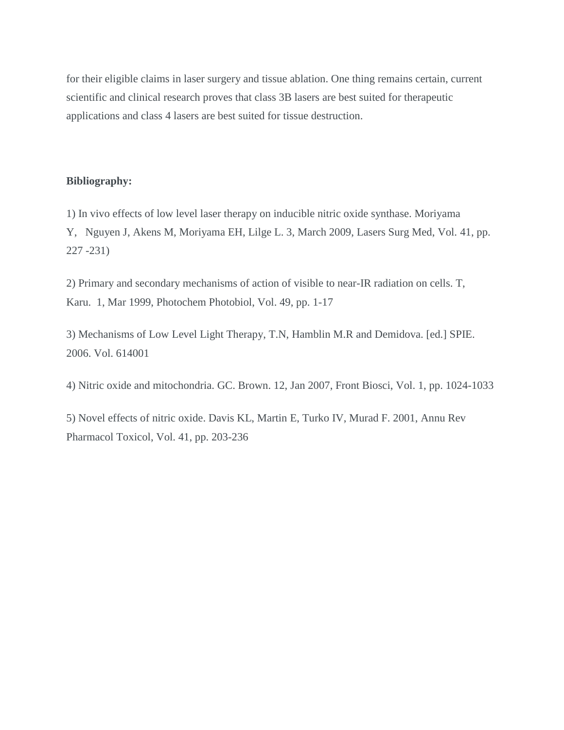for their eligible claims in laser surgery and tissue ablation. One thing remains certain, current scientific and clinical research proves that class 3B lasers are best suited for therapeutic applications and class 4 lasers are best suited for tissue destruction.

**Bibliography:**

1) In vivo effects of low level laser therapy on inducible nitric oxide synthase. Moriyama Y, Nguyen J, Akens M, Moriyama EH, Lilge L. 3, March 2009, Lasers Surg Med, Vol. 41, pp. 227 -231)

2) Primary and secondary mechanisms of action of visible to near-IR radiation on cells. T, Karu. 1, Mar 1999, Photochem Photobiol, Vol. 49, pp. 1-17

3) Mechanisms of Low Level Light Therapy, T.N, Hamblin M.R and Demidova. [ed.] SPIE. 2006. Vol. 614001

4) Nitric oxide and mitochondria. GC. Brown. 12, Jan 2007, Front Biosci, Vol. 1, pp. 1024-1033

5) Novel effects of nitric oxide. Davis KL, Martin E, Turko IV, Murad F. 2001, Annu Rev Pharmacol Toxicol, Vol. 41, pp. 203-236